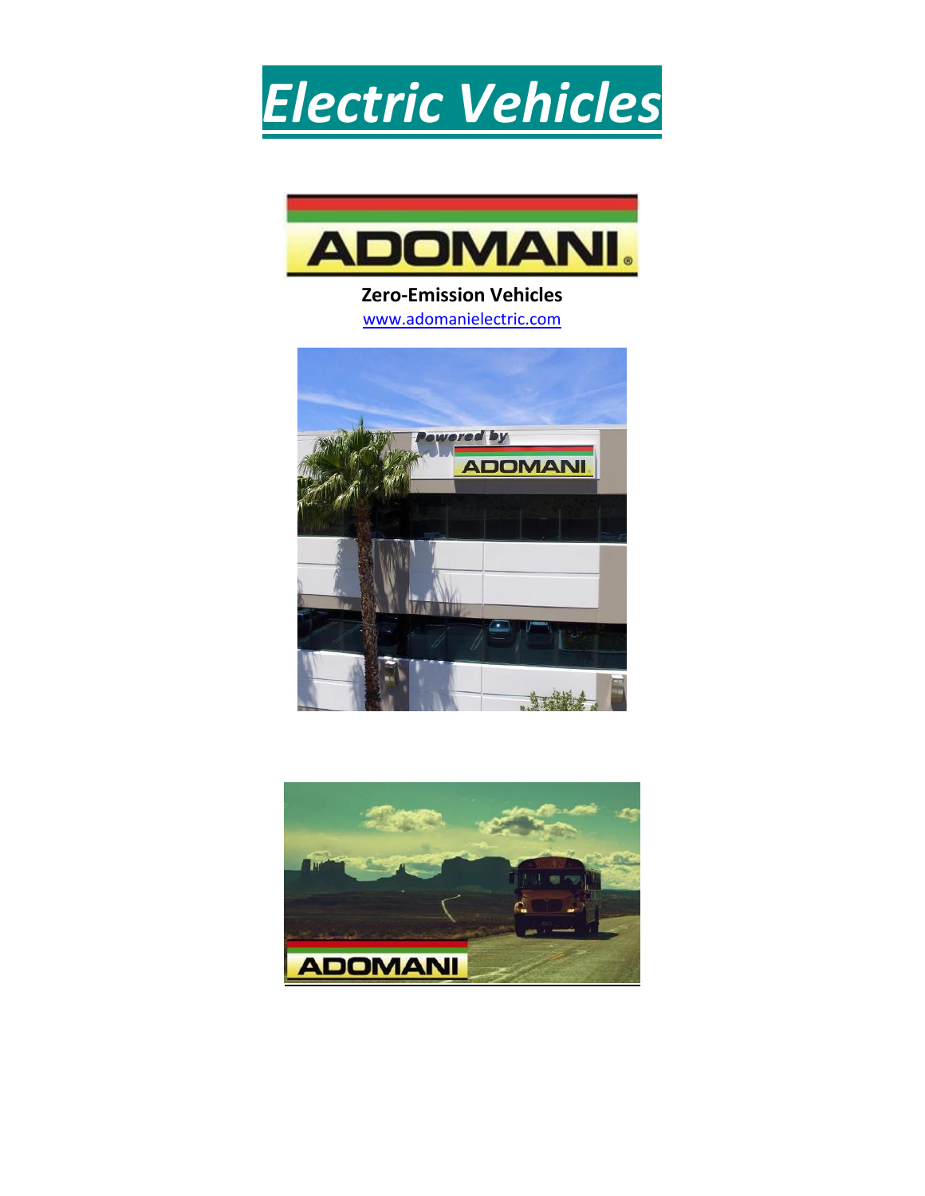# *Electric Vehicles*

**ADOMANI**

**Zero-Emission Vehicles**

www.adomanielectric.com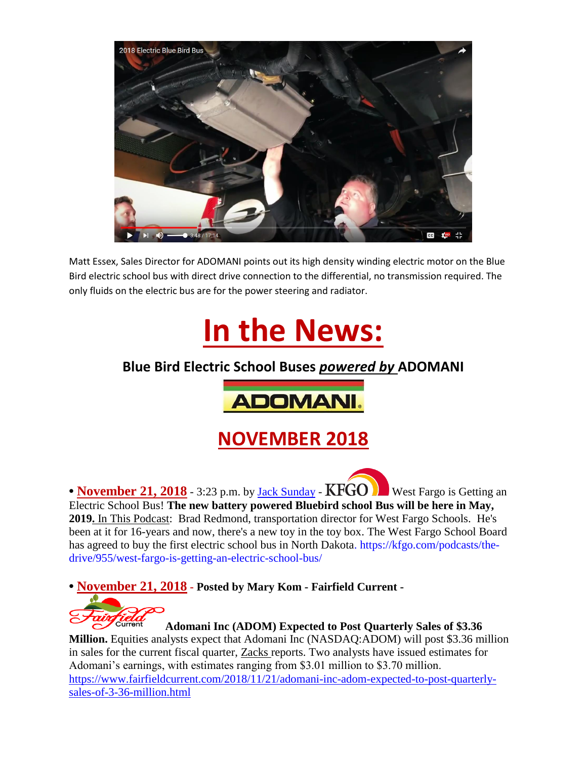Matt Essex, Sales Director for ADOMANI points out its high density winding electric motor on the Blue Bird electric school bus with direct drive connection to the differential, no transmission required. The only fluids on the electric bus are for the power steering and radiator.

# In the News:

## Blue Bird Electric School Buses *powered by* ADOMANI

## NOVEMBER 2018

• **November 21, 2018** - 3:23 p.m. by Jack Sunday - KFGO West Fargo is Getting an Electric School Bus! **The new battery powered Bluebird school Bus will be here in May, 2019.** In This Podcast: Brad Redmond, transportation director for West Fargo Schools. He's been at it for 16-years and now, there's a new toy in the toy box. The West Fargo School Board has agreed to buy the first electric school bus in North Dakota. https://kfgo.com/podcasts/the-drive/955/west-fargo-is-getting-an-electric-school-bus/

• **November 21, 2018** - **Posted by Mary Kom - Fairfield Current -**

**Adomani Inc (ADOM) Expected to Post Quarterly Sales of $3.36 Million.** Equities analysts expect that Adomani Inc (NASDAQ:ADOM) will post $3.36 million in sales for the current fiscal quarter, Zacks reports. Two analysts have issued estimates for Adomani's earnings, with estimates ranging from $3.01 million to $3.70 million. https://www.fairfieldcurrent.com/2018/11/21/adomani-inc-adom-expected-to-post-quarterly-sales-of-3-36-million.html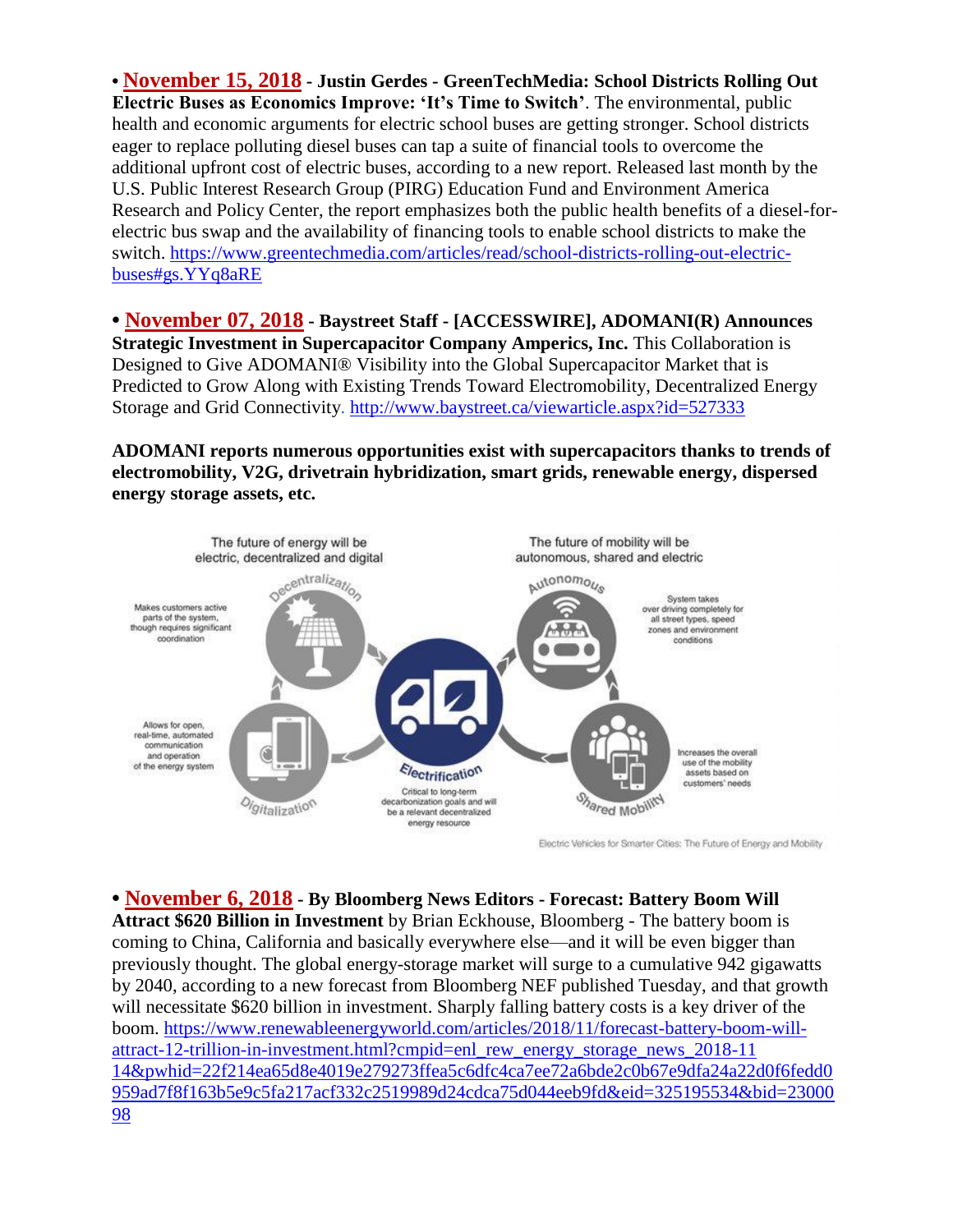• **November 15, 2018** - **Justin Gerdes - GreenTechMedia: School Districts Rolling Out Electric Buses as Economics Improve: 'It's Time to Switch'**. The environmental, public health and economic arguments for electric school buses are getting stronger. School districts eager to replace polluting diesel buses can tap a suite of financial tools to overcome the additional upfront cost of electric buses, according to a new report. Released last month by the U.S. Public Interest Research Group (PIRG) Education Fund and Environment America Research and Policy Center, the report emphasizes both the public health benefits of a diesel-for-electric bus swap and the availability of financing tools to enable school districts to make the switch. https://www.greentechmedia.com/articles/read/school-districts-rolling-out-electric-buses#gs.YYq8aRE

• **November 07, 2018** - **Baystreet Staff - [ACCESSWIRE], ADOMANI(R) Announces Strategic Investment in Supercapacitor Company Amperics, Inc.** This Collaboration is Designed to Give ADOMANI® Visibility into the Global Supercapacitor Market that is Predicted to Grow Along with Existing Trends Toward Electromobility, Decentralized Energy Storage and Grid Connectivity. http://www.baystreet.ca/viewarticle.aspx?id=527333

**ADOMANI reports numerous opportunities exist with supercapacitors thanks to trends of electromobility, V2G, drivetrain hybridization, smart grids, renewable energy, dispersed energy storage assets, etc.**

The future of energy will be electric, decentralized and digital

The future of mobility will be autonomous, shared and electric

Decentralization – Makes customers active parts of the system, though requires significant coordination

Digitalization – Allows for open, real-time, automated communication and operation of the energy system

Electrification – Critical to long-term decarbonization goals and will be a relevant decentralized energy resource

Autonomous – System takes over driving completely for all street types, speed zones and environment conditions

Shared Mobility – Increases the overall use of the mobility assets based on customers' needs

Electric Vehicles for Smarter Cities: The Future of Energy and Mobility

• **November 6, 2018** - **By Bloomberg News Editors - Forecast: Battery Boom Will Attract $620 Billion in Investment** by Brian Eckhouse, Bloomberg - The battery boom is coming to China, California and basically everywhere else—and it will be even bigger than previously thought. The global energy-storage market will surge to a cumulative 942 gigawatts by 2040, according to a new forecast from Bloomberg NEF published Tuesday, and that growth will necessitate $620 billion in investment. Sharply falling battery costs is a key driver of the boom. https://www.renewableenergyworld.com/articles/2018/11/forecast-battery-boom-will-attract-12-trillion-in-investment.html?cmpid=enl_rew_energy_storage_news_2018-11-14&pwhid=22f214ea65d8e4019e279273ffea5c6dfc4ca7ee72a6bde2c0b67e9dfa24a22d0f6fedd0959ad7f8f163b5e9c5fa217acf332c2519989d24cdca75d044eeb9fd&eid=325195534&bid=2300098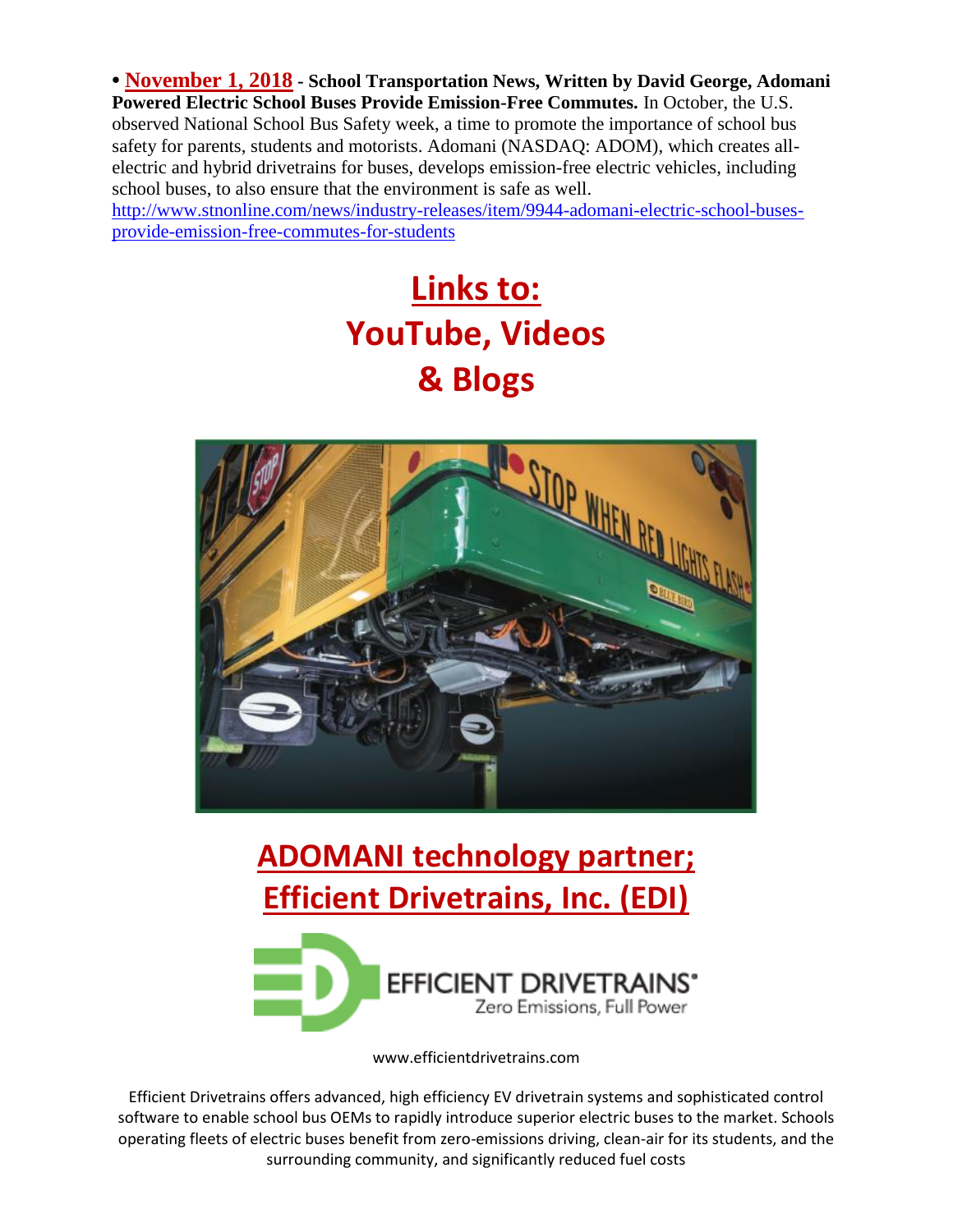• **November 1, 2018 - School Transportation News, Written by David George, Adomani Powered Electric School Buses Provide Emission-Free Commutes.** In October, the U.S. observed National School Bus Safety week, a time to promote the importance of school bus safety for parents, students and motorists. Adomani (NASDAQ: ADOM), which creates all-electric and hybrid drivetrains for buses, develops emission-free electric vehicles, including school buses, to also ensure that the environment is safe as well.
http://www.stnonline.com/news/industry-releases/item/9944-adomani-electric-school-buses-provide-emission-free-commutes-for-students

# Links to: YouTube, Videos & Blogs

## ADOMANI technology partner; Efficient Drivetrains, Inc. (EDI)

EFFICIENT DRIVETRAINS®
Zero Emissions, Full Power

www.efficientdrivetrains.com

Efficient Drivetrains offers advanced, high efficiency EV drivetrain systems and sophisticated control software to enable school bus OEMs to rapidly introduce superior electric buses to the market. Schools operating fleets of electric buses benefit from zero-emissions driving, clean-air for its students, and the surrounding community, and significantly reduced fuel costs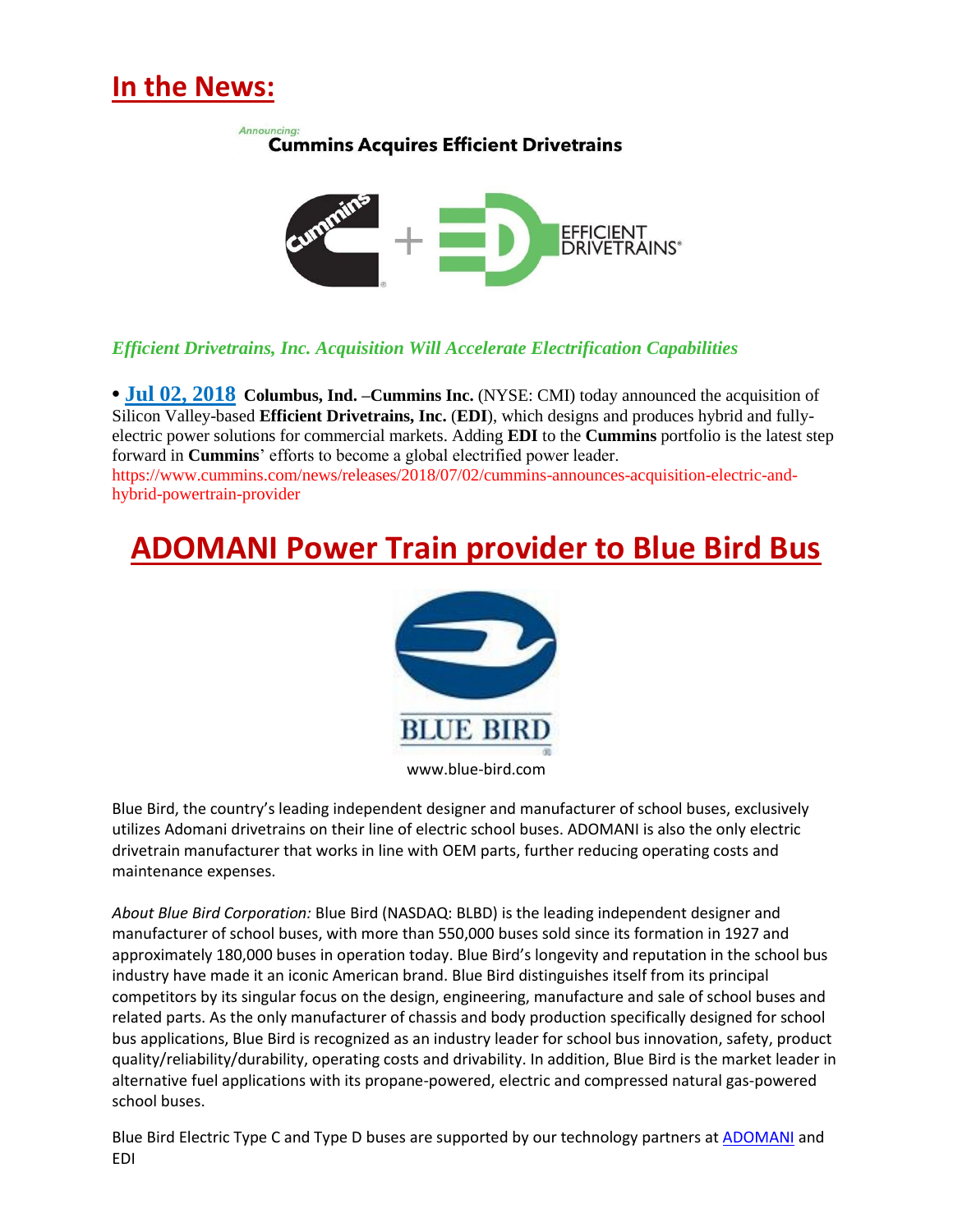## In the News:

*Announcing:*
**Cummins Acquires Efficient Drivetrains**

*Efficient Drivetrains, Inc. Acquisition Will Accelerate Electrification Capabilities*

• **Jul 02, 2018** **Columbus, Ind. –Cummins Inc.** (NYSE: CMI) today announced the acquisition of Silicon Valley-based **Efficient Drivetrains, Inc.** (**EDI**), which designs and produces hybrid and fully-electric power solutions for commercial markets. Adding **EDI** to the **Cummins** portfolio is the latest step forward in **Cummins**' efforts to become a global electrified power leader.
https://www.cummins.com/news/releases/2018/07/02/cummins-announces-acquisition-electric-and-hybrid-powertrain-provider

## ADOMANI Power Train provider to Blue Bird Bus

BLUE BIRD

www.blue-bird.com

Blue Bird, the country's leading independent designer and manufacturer of school buses, exclusively utilizes Adomani drivetrains on their line of electric school buses. ADOMANI is also the only electric drivetrain manufacturer that works in line with OEM parts, further reducing operating costs and maintenance expenses.

*About Blue Bird Corporation:* Blue Bird (NASDAQ: BLBD) is the leading independent designer and manufacturer of school buses, with more than 550,000 buses sold since its formation in 1927 and approximately 180,000 buses in operation today. Blue Bird's longevity and reputation in the school bus industry have made it an iconic American brand. Blue Bird distinguishes itself from its principal competitors by its singular focus on the design, engineering, manufacture and sale of school buses and related parts. As the only manufacturer of chassis and body production specifically designed for school bus applications, Blue Bird is recognized as an industry leader for school bus innovation, safety, product quality/reliability/durability, operating costs and drivability. In addition, Blue Bird is the market leader in alternative fuel applications with its propane-powered, electric and compressed natural gas-powered school buses.

Blue Bird Electric Type C and Type D buses are supported by our technology partners at ADOMANI and EDI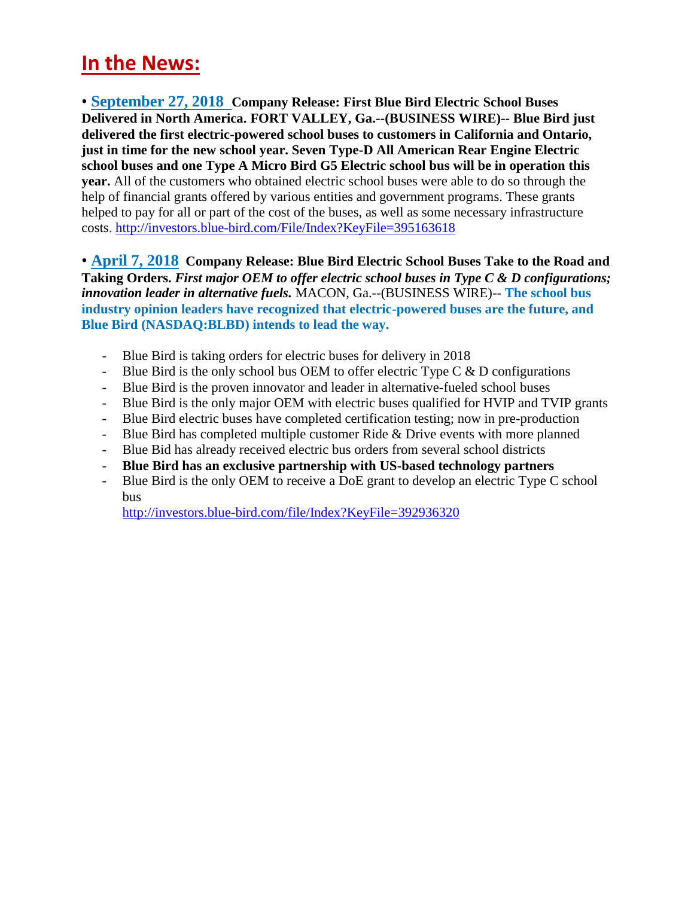# In the News:

• **September 27, 2018** **Company Release: First Blue Bird Electric School Buses Delivered in North America. FORT VALLEY, Ga.--(BUSINESS WIRE)-- Blue Bird just delivered the first electric-powered school buses to customers in California and Ontario, just in time for the new school year. Seven Type-D All American Rear Engine Electric school buses and one Type A Micro Bird G5 Electric school bus will be in operation this year.** All of the customers who obtained electric school buses were able to do so through the help of financial grants offered by various entities and government programs. These grants helped to pay for all or part of the cost of the buses, as well as some necessary infrastructure costs. http://investors.blue-bird.com/File/Index?KeyFile=395163618

• **April 7, 2018** **Company Release: Blue Bird Electric School Buses Take to the Road and Taking Orders.** ***First major OEM to offer electric school buses in Type C & D configurations; innovation leader in alternative fuels.*** MACON, Ga.--(BUSINESS WIRE)-- **The school bus industry opinion leaders have recognized that electric-powered buses are the future, and Blue Bird (NASDAQ:BLBD) intends to lead the way.**

- Blue Bird is taking orders for electric buses for delivery in 2018
- Blue Bird is the only school bus OEM to offer electric Type C & D configurations
- Blue Bird is the proven innovator and leader in alternative-fueled school buses
- Blue Bird is the only major OEM with electric buses qualified for HVIP and TVIP grants
- Blue Bird electric buses have completed certification testing; now in pre-production
- Blue Bird has completed multiple customer Ride & Drive events with more planned
- Blue Bid has already received electric bus orders from several school districts
- **Blue Bird has an exclusive partnership with US-based technology partners**
- Blue Bird is the only OEM to receive a DoE grant to develop an electric Type C school bus

  http://investors.blue-bird.com/file/Index?KeyFile=392936320